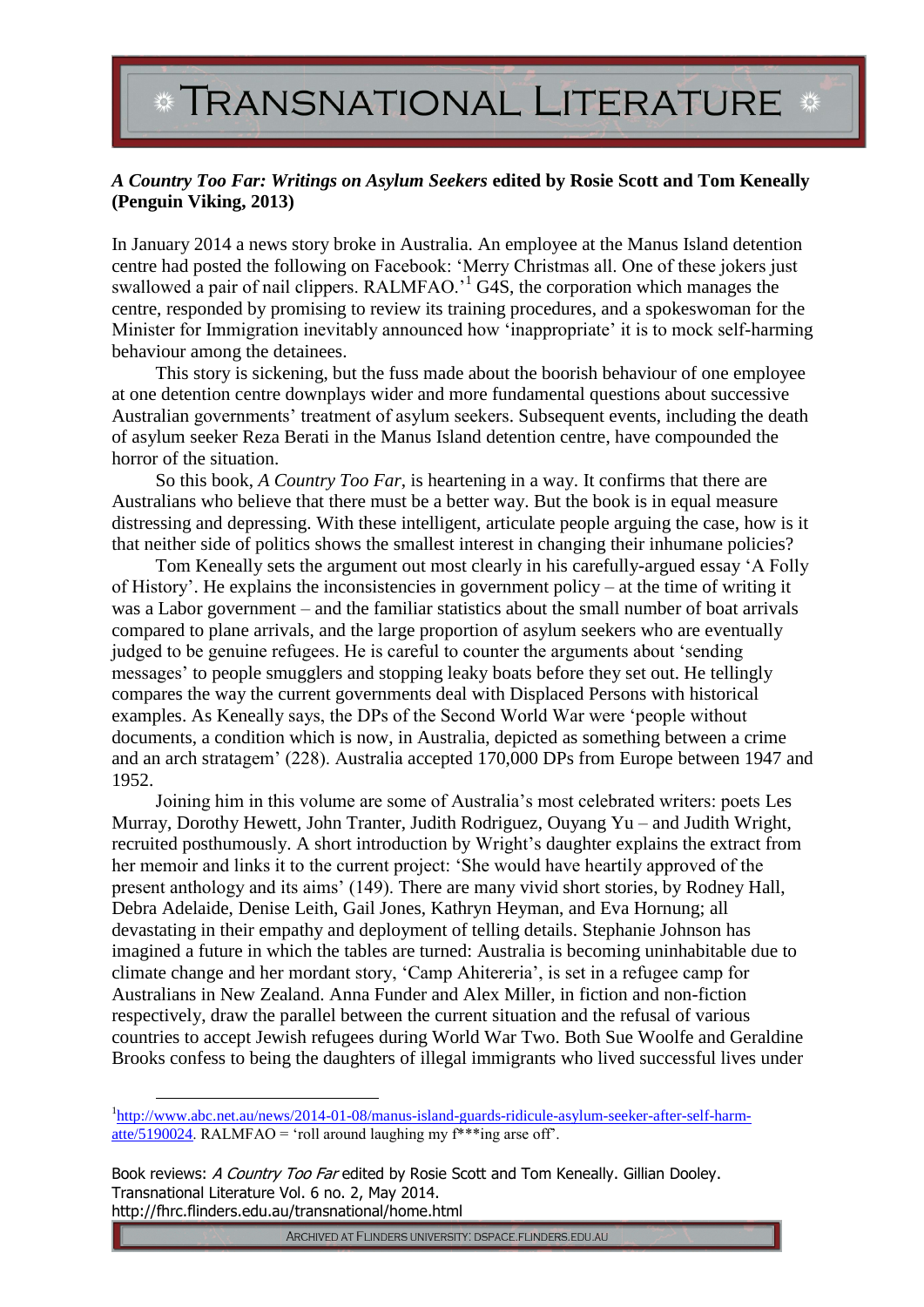**_A Country Too Far: Writings on Asylum Seekers_ edited by Rosie Scott and Tom Keneally (Penguin Viking, 2013)**

In January 2014 a news story broke in Australia. An employee at the Manus Island detention centre had posted the following on Facebook: 'Merry Christmas all. One of these jokers just swallowed a pair of nail clippers. RALMFAO.'[1] G4S, the corporation which manages the centre, responded by promising to review its training procedures, and a spokeswoman for the Minister for Immigration inevitably announced how 'inappropriate' it is to mock self-harming behaviour among the detainees.

This story is sickening, but the fuss made about the boorish behaviour of one employee at one detention centre downplays wider and more fundamental questions about successive Australian governments' treatment of asylum seekers. Subsequent events, including the death of asylum seeker Reza Berati in the Manus Island detention centre, have compounded the horror of the situation.

So this book, *A Country Too Far*, is heartening in a way. It confirms that there are Australians who believe that there must be a better way. But the book is in equal measure distressing and depressing. With these intelligent, articulate people arguing the case, how is it that neither side of politics shows the smallest interest in changing their inhumane policies?

Tom Keneally sets the argument out most clearly in his carefully-argued essay 'A Folly of History'. He explains the inconsistencies in government policy – at the time of writing it was a Labor government – and the familiar statistics about the small number of boat arrivals compared to plane arrivals, and the large proportion of asylum seekers who are eventually judged to be genuine refugees. He is careful to counter the arguments about 'sending messages' to people smugglers and stopping leaky boats before they set out. He tellingly compares the way the current governments deal with Displaced Persons with historical examples. As Keneally says, the DPs of the Second World War were 'people without documents, a condition which is now, in Australia, depicted as something between a crime and an arch stratagem' (228). Australia accepted 170,000 DPs from Europe between 1947 and 1952.

Joining him in this volume are some of Australia's most celebrated writers: poets Les Murray, Dorothy Hewett, John Tranter, Judith Rodriguez, Ouyang Yu – and Judith Wright, recruited posthumously. A short introduction by Wright's daughter explains the extract from her memoir and links it to the current project: 'She would have heartily approved of the present anthology and its aims' (149). There are many vivid short stories, by Rodney Hall, Debra Adelaide, Denise Leith, Gail Jones, Kathryn Heyman, and Eva Hornung; all devastating in their empathy and deployment of telling details. Stephanie Johnson has imagined a future in which the tables are turned: Australia is becoming uninhabitable due to climate change and her mordant story, 'Camp Ahitereria', is set in a refugee camp for Australians in New Zealand. Anna Funder and Alex Miller, in fiction and non-fiction respectively, draw the parallel between the current situation and the refusal of various countries to accept Jewish refugees during World War Two. Both Sue Woolfe and Geraldine Brooks confess to being the daughters of illegal immigrants who lived successful lives under

---

[1] http://www.abc.net.au/news/2014-01-08/manus-island-guards-ridicule-asylum-seeker-after-self-harm-atte/5190024. RALMFAO = 'roll around laughing my f***ing arse off'.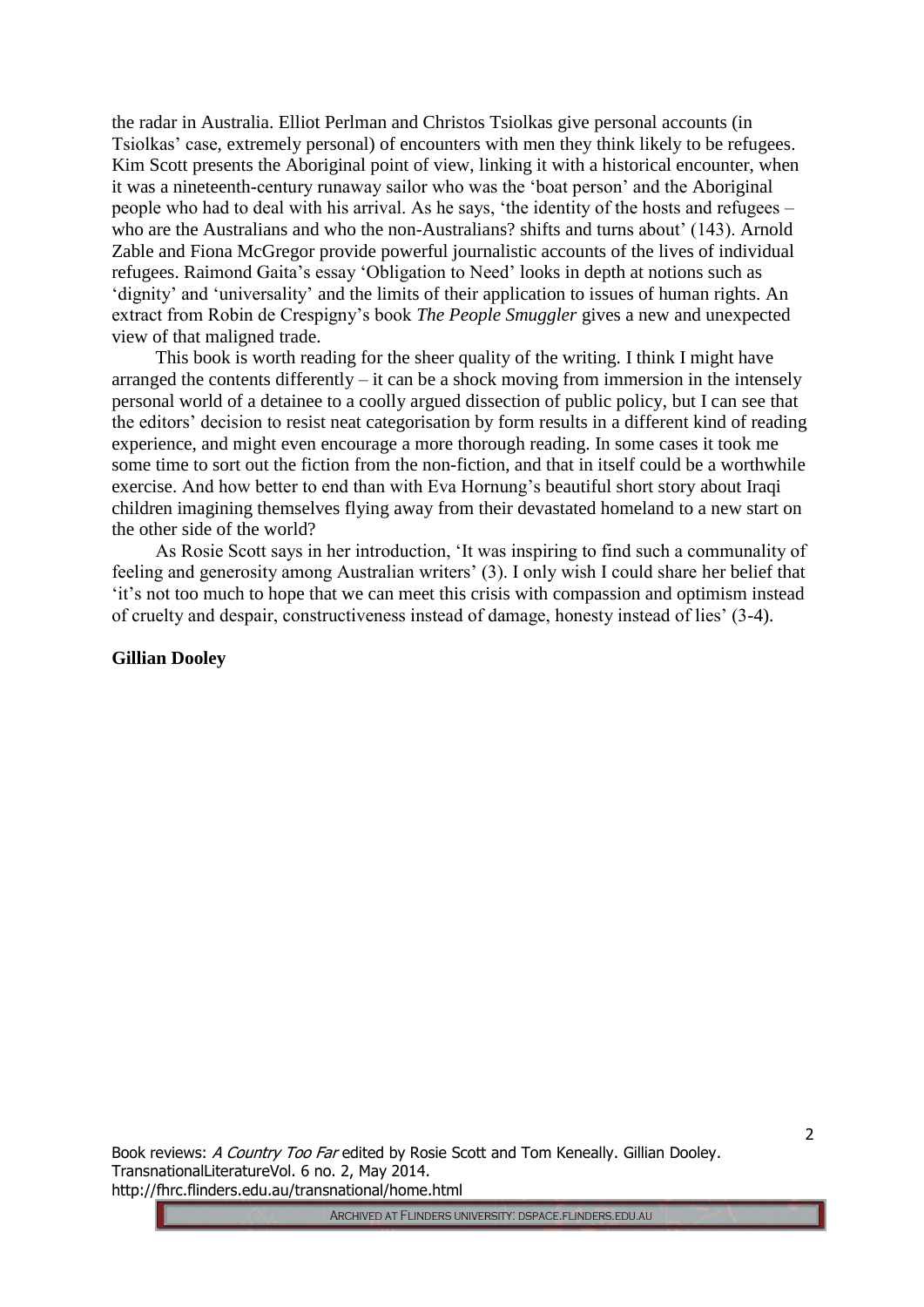the radar in Australia. Elliot Perlman and Christos Tsiolkas give personal accounts (in Tsiolkas' case, extremely personal) of encounters with men they think likely to be refugees. Kim Scott presents the Aboriginal point of view, linking it with a historical encounter, when it was a nineteenth-century runaway sailor who was the 'boat person' and the Aboriginal people who had to deal with his arrival. As he says, 'the identity of the hosts and refugees – who are the Australians and who the non-Australians? shifts and turns about' (143). Arnold Zable and Fiona McGregor provide powerful journalistic accounts of the lives of individual refugees. Raimond Gaita's essay 'Obligation to Need' looks in depth at notions such as 'dignity' and 'universality' and the limits of their application to issues of human rights. An extract from Robin de Crespigny's book *The People Smuggler* gives a new and unexpected view of that maligned trade.

This book is worth reading for the sheer quality of the writing. I think I might have arranged the contents differently – it can be a shock moving from immersion in the intensely personal world of a detainee to a coolly argued dissection of public policy, but I can see that the editors' decision to resist neat categorisation by form results in a different kind of reading experience, and might even encourage a more thorough reading. In some cases it took me some time to sort out the fiction from the non-fiction, and that in itself could be a worthwhile exercise. And how better to end than with Eva Hornung's beautiful short story about Iraqi children imagining themselves flying away from their devastated homeland to a new start on the other side of the world?

As Rosie Scott says in her introduction, 'It was inspiring to find such a communality of feeling and generosity among Australian writers' (3). I only wish I could share her belief that 'it's not too much to hope that we can meet this crisis with compassion and optimism instead of cruelty and despair, constructiveness instead of damage, honesty instead of lies' (3-4).

**Gillian Dooley**